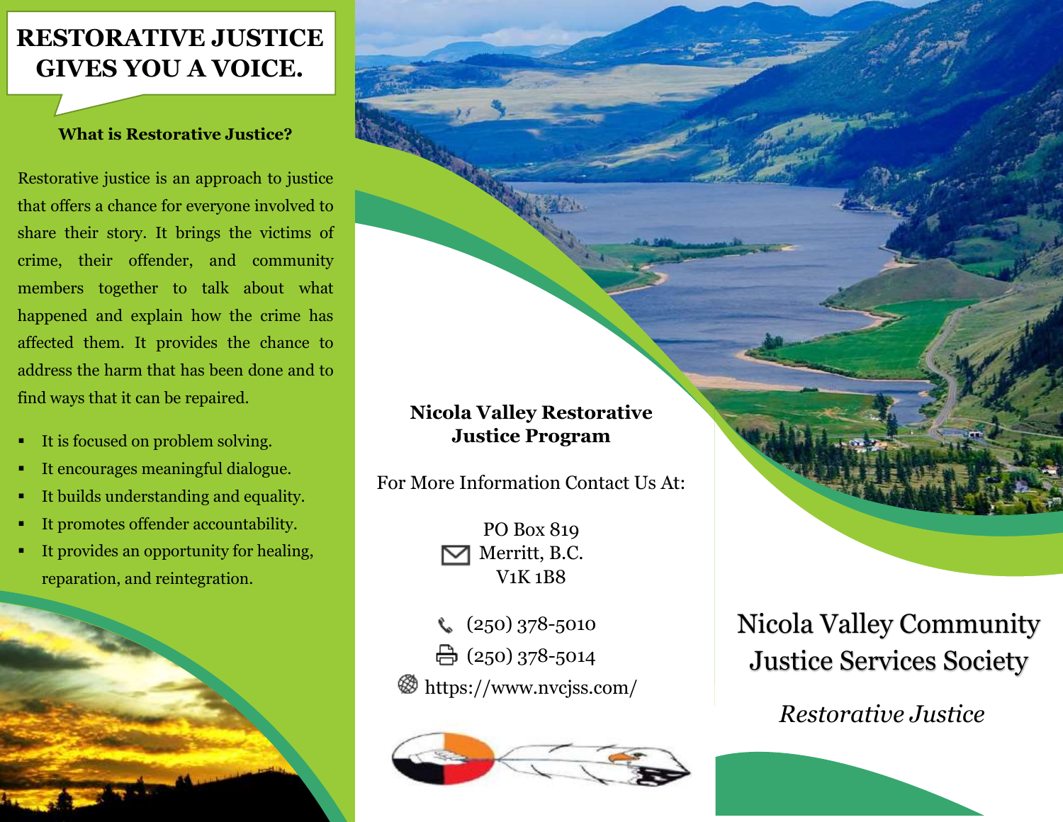# RESTORATIVE JUSTICE GIVES YOU A VOICE.

### What is Restorative Justice?

Restorative justice is an approach to justice that offers a chance for everyone involved to share their story. It brings the victims of crime, their offender, and community members together to talk about what happened and explain how the crime has affected them. It provides the chance to address the harm that has been done and to find ways that it can be repaired.

- It is focused on problem solving.
- It encourages meaningful dialogue.
- It builds understanding and equality.
- It promotes offender accountability.
- It provides an opportunity for healing, reparation, and reintegration.

### Nicola Valley Restorative Justice Program

For More Information Contact Us At:

PO Box 819
Merritt, B.C.
V1K 1B8

(250) 378-5010
(250) 378-5014
https://www.nvcjss.com/

# Nicola Valley Community Justice Services Society

*Restorative Justice*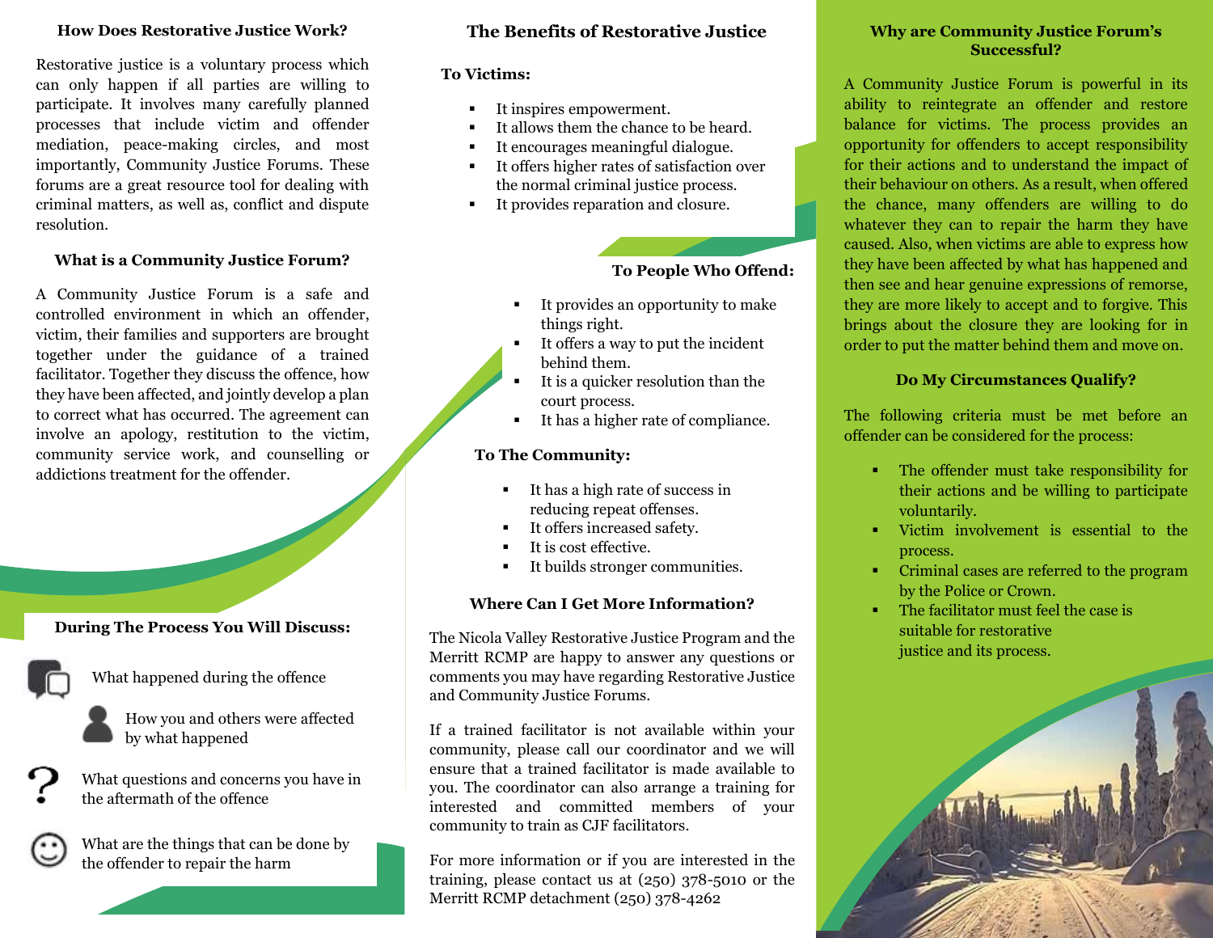## How Does Restorative Justice Work?

Restorative justice is a voluntary process which can only happen if all parties are willing to participate. It involves many carefully planned processes that include victim and offender mediation, peace-making circles, and most importantly, Community Justice Forums. These forums are a great resource tool for dealing with criminal matters, as well as, conflict and dispute resolution.

## What is a Community Justice Forum?

A Community Justice Forum is a safe and controlled environment in which an offender, victim, their families and supporters are brought together under the guidance of a trained facilitator. Together they discuss the offence, how they have been affected, and jointly develop a plan to correct what has occurred. The agreement can involve an apology, restitution to the victim, community service work, and counselling or addictions treatment for the offender.

## During The Process You Will Discuss:

- What happened during the offence
- How you and others were affected by what happened
- What questions and concerns you have in the aftermath of the offence
- What are the things that can be done by the offender to repair the harm

## The Benefits of Restorative Justice

### To Victims:

- It inspires empowerment.
- It allows them the chance to be heard.
- It encourages meaningful dialogue.
- It offers higher rates of satisfaction over the normal criminal justice process.
- It provides reparation and closure.

### To People Who Offend:

- It provides an opportunity to make things right.
- It offers a way to put the incident behind them.
- It is a quicker resolution than the court process.
- It has a higher rate of compliance.

### To The Community:

- It has a high rate of success in reducing repeat offenses.
- It offers increased safety.
- It is cost effective.
- It builds stronger communities.

## Where Can I Get More Information?

The Nicola Valley Restorative Justice Program and the Merritt RCMP are happy to answer any questions or comments you may have regarding Restorative Justice and Community Justice Forums.

If a trained facilitator is not available within your community, please call our coordinator and we will ensure that a trained facilitator is made available to you. The coordinator can also arrange a training for interested and committed members of your community to train as CJF facilitators.

For more information or if you are interested in the training, please contact us at (250) 378-5010 or the Merritt RCMP detachment (250) 378-4262

## Why are Community Justice Forum's Successful?

A Community Justice Forum is powerful in its ability to reintegrate an offender and restore balance for victims. The process provides an opportunity for offenders to accept responsibility for their actions and to understand the impact of their behaviour on others. As a result, when offered the chance, many offenders are willing to do whatever they can to repair the harm they have caused. Also, when victims are able to express how they have been affected by what has happened and then see and hear genuine expressions of remorse, they are more likely to accept and to forgive. This brings about the closure they are looking for in order to put the matter behind them and move on.

## Do My Circumstances Qualify?

The following criteria must be met before an offender can be considered for the process:

- The offender must take responsibility for their actions and be willing to participate voluntarily.
- Victim involvement is essential to the process.
- Criminal cases are referred to the program by the Police or Crown.
- The facilitator must feel the case is suitable for restorative justice and its process.